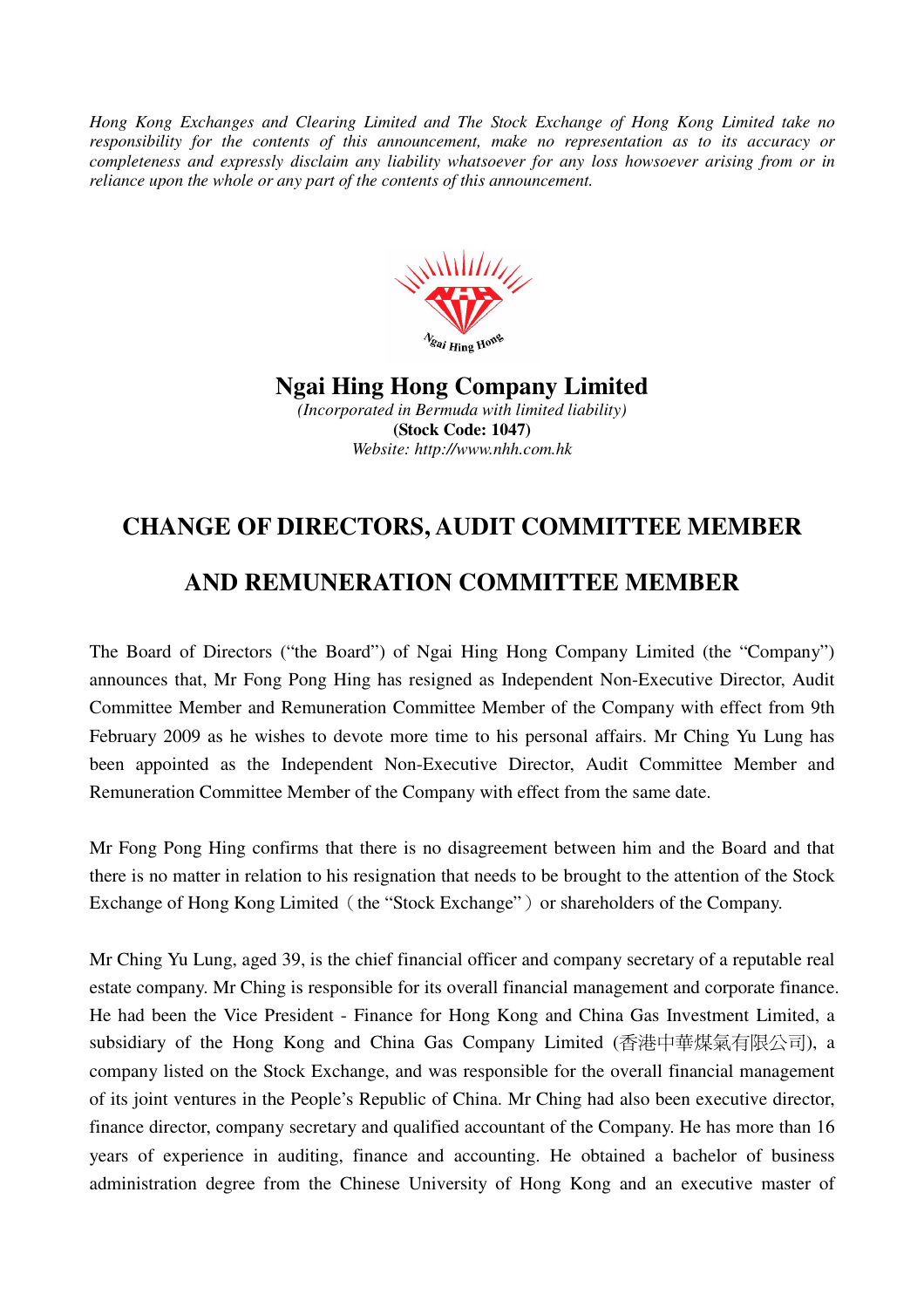*Hong Kong Exchanges and Clearing Limited and The Stock Exchange of Hong Kong Limited take no responsibility for the contents of this announcement, make no representation as to its accuracy or completeness and expressly disclaim any liability whatsoever for any loss howsoever arising from or in reliance upon the whole or any part of the contents of this announcement.*

# Ngai Hing Hong Company Limited

*(Incorporated in Bermuda with limited liability)*

**(Stock Code: 1047)**

*Website: http://www.nhh.com.hk*

## CHANGE OF DIRECTORS, AUDIT COMMITTEE MEMBER AND REMUNERATION COMMITTEE MEMBER

The Board of Directors ("the Board") of Ngai Hing Hong Company Limited (the "Company") announces that, Mr Fong Pong Hing has resigned as Independent Non-Executive Director, Audit Committee Member and Remuneration Committee Member of the Company with effect from 9th February 2009 as he wishes to devote more time to his personal affairs. Mr Ching Yu Lung has been appointed as the Independent Non-Executive Director, Audit Committee Member and Remuneration Committee Member of the Company with effect from the same date.

Mr Fong Pong Hing confirms that there is no disagreement between him and the Board and that there is no matter in relation to his resignation that needs to be brought to the attention of the Stock Exchange of Hong Kong Limited（the "Stock Exchange"）or shareholders of the Company.

Mr Ching Yu Lung, aged 39, is the chief financial officer and company secretary of a reputable real estate company. Mr Ching is responsible for its overall financial management and corporate finance. He had been the Vice President - Finance for Hong Kong and China Gas Investment Limited, a subsidiary of the Hong Kong and China Gas Company Limited (香港中華煤氣有限公司), a company listed on the Stock Exchange, and was responsible for the overall financial management of its joint ventures in the People's Republic of China. Mr Ching had also been executive director, finance director, company secretary and qualified accountant of the Company. He has more than 16 years of experience in auditing, finance and accounting. He obtained a bachelor of business administration degree from the Chinese University of Hong Kong and an executive master of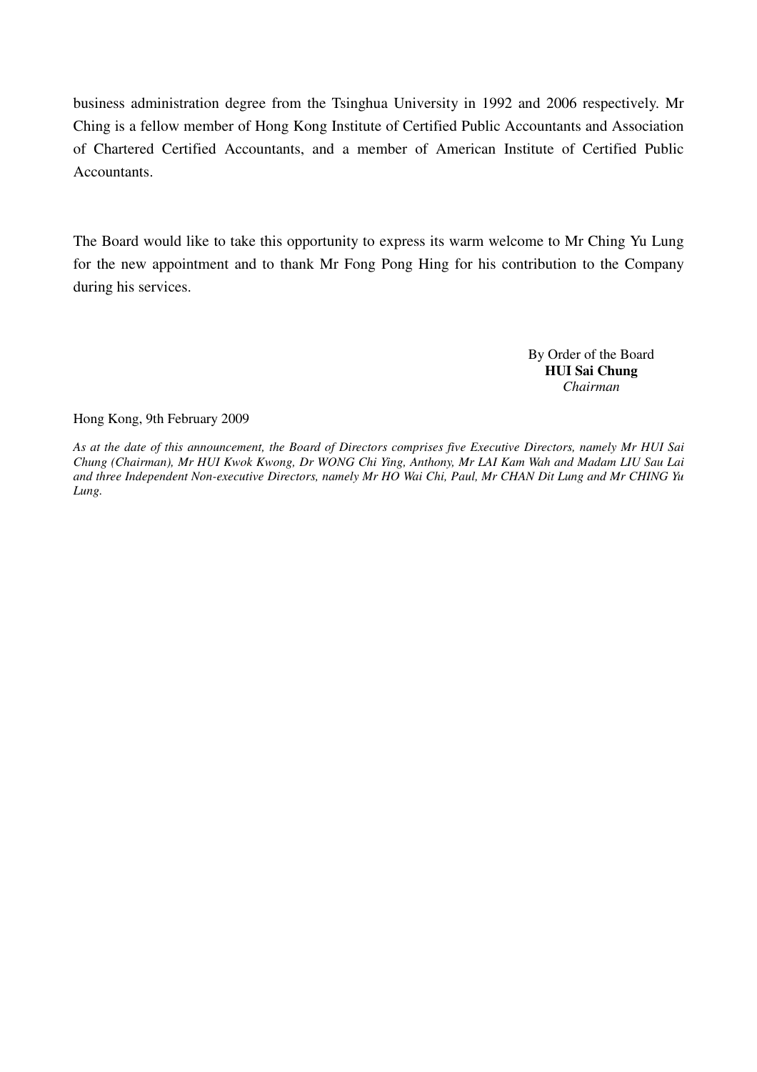business administration degree from the Tsinghua University in 1992 and 2006 respectively. Mr Ching is a fellow member of Hong Kong Institute of Certified Public Accountants and Association of Chartered Certified Accountants, and a member of American Institute of Certified Public Accountants.

The Board would like to take this opportunity to express its warm welcome to Mr Ching Yu Lung for the new appointment and to thank Mr Fong Pong Hing for his contribution to the Company during his services.

By Order of the Board  
**HUI Sai Chung**  
*Chairman*

Hong Kong, 9th February 2009

*As at the date of this announcement, the Board of Directors comprises five Executive Directors, namely Mr HUI Sai Chung (Chairman), Mr HUI Kwok Kwong, Dr WONG Chi Ying, Anthony, Mr LAI Kam Wah and Madam LIU Sau Lai and three Independent Non-executive Directors, namely Mr HO Wai Chi, Paul, Mr CHAN Dit Lung and Mr CHING Yu Lung.*